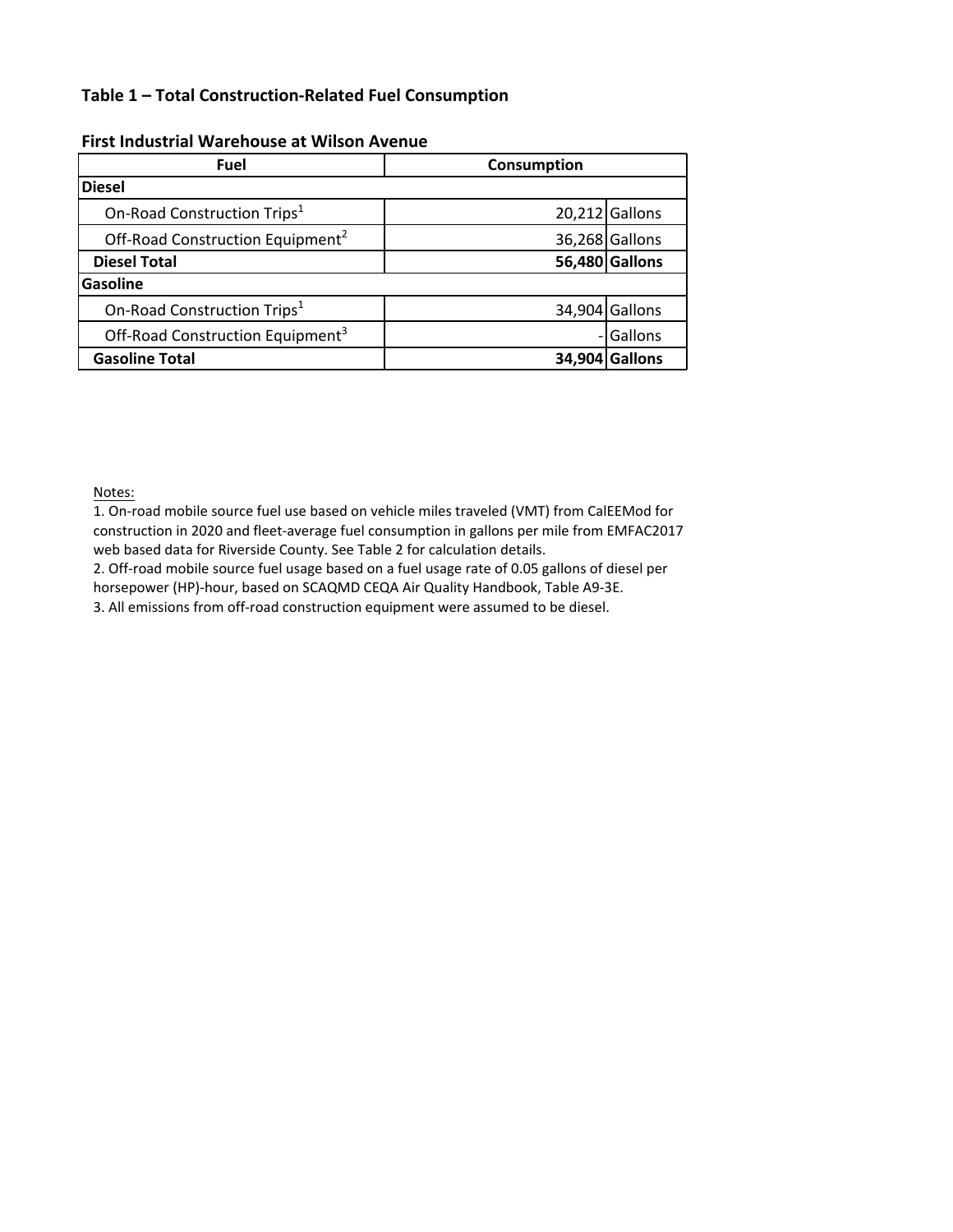## Table 1 – Total Construction-Related Fuel Consumption

### First Industrial Warehouse at Wilson Avenue

| Fuel | Consumption | |
|---|---|---|
| **Diesel** | | |
| On-Road Construction Trips[1] | 20,212 | Gallons |
| Off-Road Construction Equipment[2] | 36,268 | Gallons |
| **Diesel Total** | **56,480** | **Gallons** |
| **Gasoline** | | |
| On-Road Construction Trips[1] | 34,904 | Gallons |
| Off-Road Construction Equipment[3] | - | Gallons |
| **Gasoline Total** | **34,904** | **Gallons** |

Notes:

1. On-road mobile source fuel use based on vehicle miles traveled (VMT) from CalEEMod for construction in 2020 and fleet-average fuel consumption in gallons per mile from EMFAC2017 web based data for Riverside County. See Table 2 for calculation details.
2. Off-road mobile source fuel usage based on a fuel usage rate of 0.05 gallons of diesel per horsepower (HP)-hour, based on SCAQMD CEQA Air Quality Handbook, Table A9-3E.
3. All emissions from off-road construction equipment were assumed to be diesel.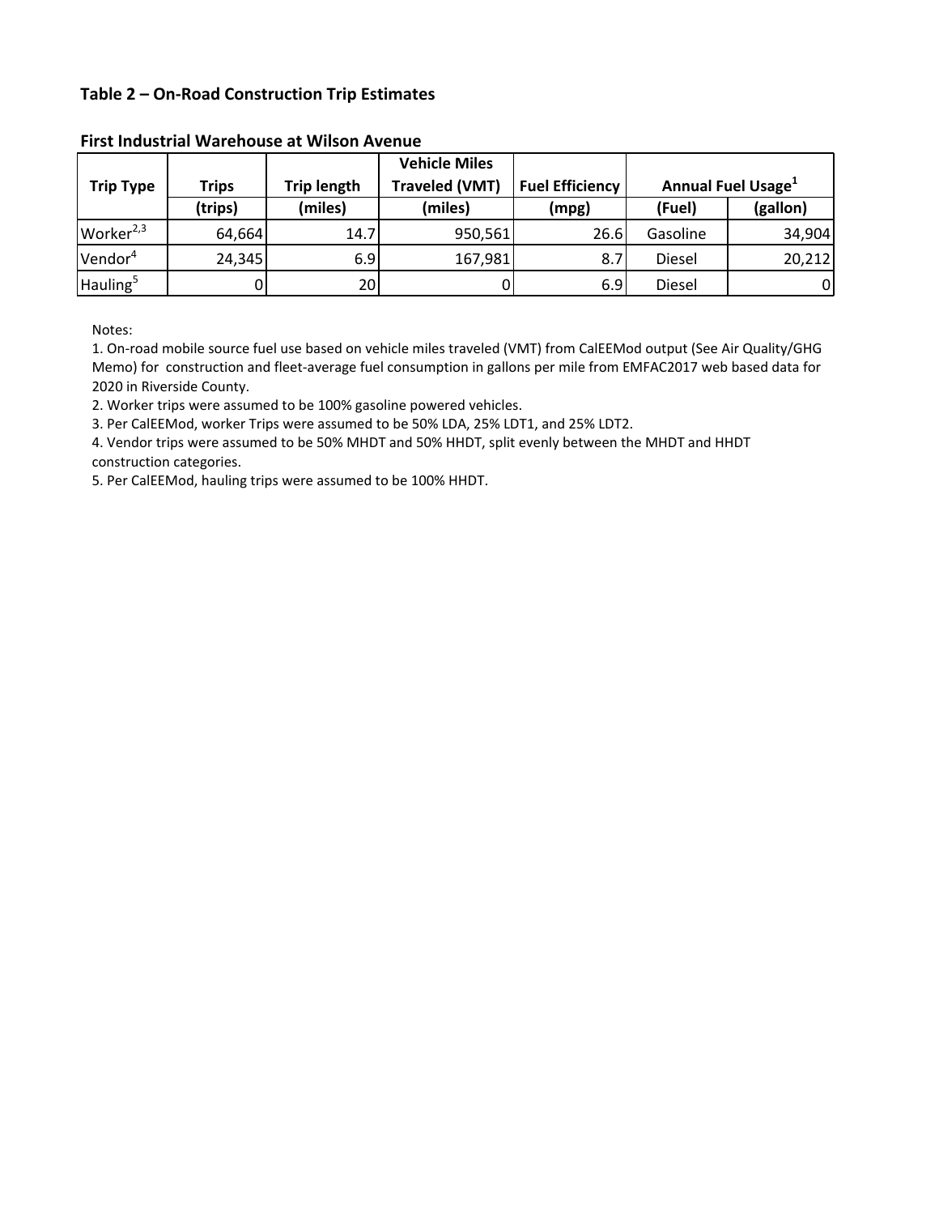### Table 2 – On-Road Construction Trip Estimates

**First Industrial Warehouse at Wilson Avenue**

| Trip Type | Trips | Trip length | Vehicle Miles Traveled (VMT) | Fuel Efficiency | Annual Fuel Usage[1] | |
|---|---|---|---|---|---|---|
| | (trips) | (miles) | (miles) | (mpg) | (Fuel) | (gallon) |
| Worker[2,3] | 64,664 | 14.7 | 950,561 | 26.6 | Gasoline | 34,904 |
| Vendor[4] | 24,345 | 6.9 | 167,981 | 8.7 | Diesel | 20,212 |
| Hauling[5] | 0 | 20 | 0 | 6.9 | Diesel | 0 |

Notes:

1. On-road mobile source fuel use based on vehicle miles traveled (VMT) from CalEEMod output (See Air Quality/GHG Memo) for construction and fleet-average fuel consumption in gallons per mile from EMFAC2017 web based data for 2020 in Riverside County.
2. Worker trips were assumed to be 100% gasoline powered vehicles.
3. Per CalEEMod, worker Trips were assumed to be 50% LDA, 25% LDT1, and 25% LDT2.
4. Vendor trips were assumed to be 50% MHDT and 50% HHDT, split evenly between the MHDT and HHDT construction categories.
5. Per CalEEMod, hauling trips were assumed to be 100% HHDT.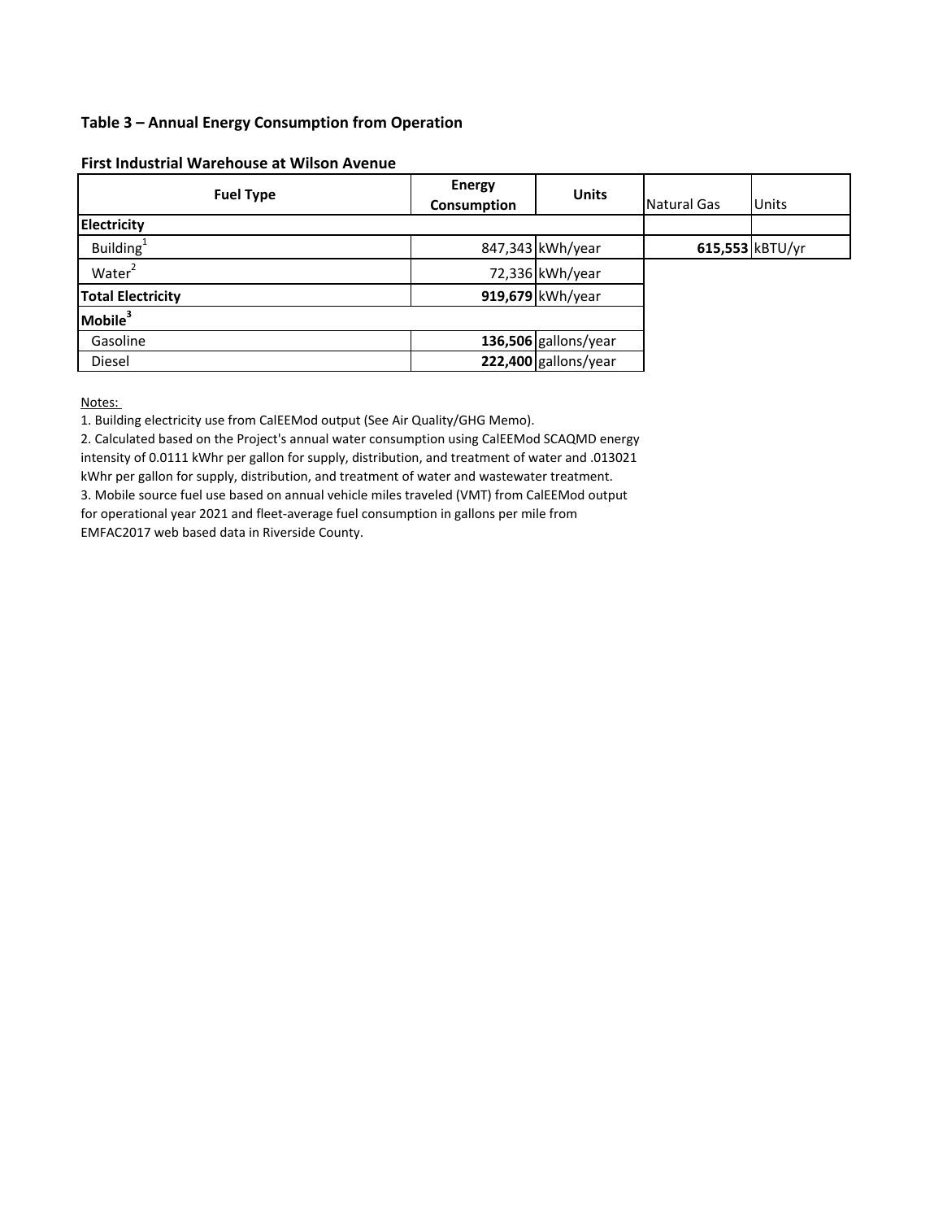### Table 3 – Annual Energy Consumption from Operation

**First Industrial Warehouse at Wilson Avenue**

| Fuel Type | Energy Consumption | Units | Natural Gas | Units |
|---|---|---|---|---|
| **Electricity** | | | | |
| Building[1] | 847,343 | kWh/year | **615,553** | kBTU/yr |
| Water[2] | 72,336 | kWh/year | | |
| **Total Electricity** | **919,679** | kWh/year | | |
| **Mobile[3]** | | | | |
| Gasoline | **136,506** | gallons/year | | |
| Diesel | **222,400** | gallons/year | | |

Notes:

1. Building electricity use from CalEEMod output (See Air Quality/GHG Memo).
2. Calculated based on the Project's annual water consumption using CalEEMod SCAQMD energy intensity of 0.0111 kWhr per gallon for supply, distribution, and treatment of water and .013021 kWhr per gallon for supply, distribution, and treatment of water and wastewater treatment.
3. Mobile source fuel use based on annual vehicle miles traveled (VMT) from CalEEMod output for operational year 2021 and fleet-average fuel consumption in gallons per mile from EMFAC2017 web based data in Riverside County.